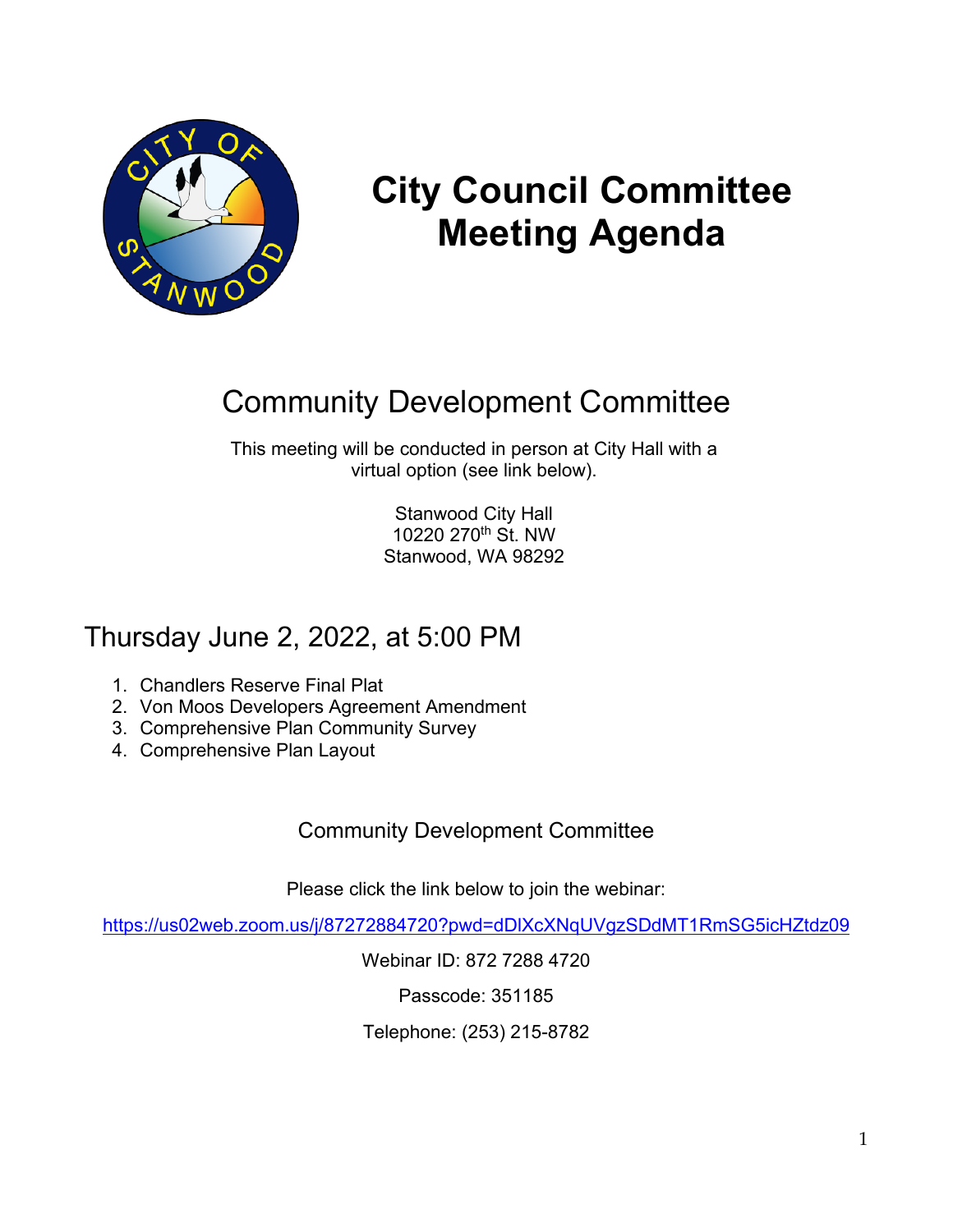# City Council Committee Meeting Agenda

## Community Development Committee

This meeting will be conducted in person at City Hall with a virtual option (see link below).

Stanwood City Hall
10220 270th St. NW
Stanwood, WA 98292

## Thursday June 2, 2022, at 5:00 PM

1. Chandlers Reserve Final Plat
2. Von Moos Developers Agreement Amendment
3. Comprehensive Plan Community Survey
4. Comprehensive Plan Layout

Community Development Committee

Please click the link below to join the webinar:

https://us02web.zoom.us/j/87272884720?pwd=dDlXcXNqUVgzSDdMT1RmSG5icHZtdz09

Webinar ID: 872 7288 4720

Passcode: 351185

Telephone: (253) 215-8782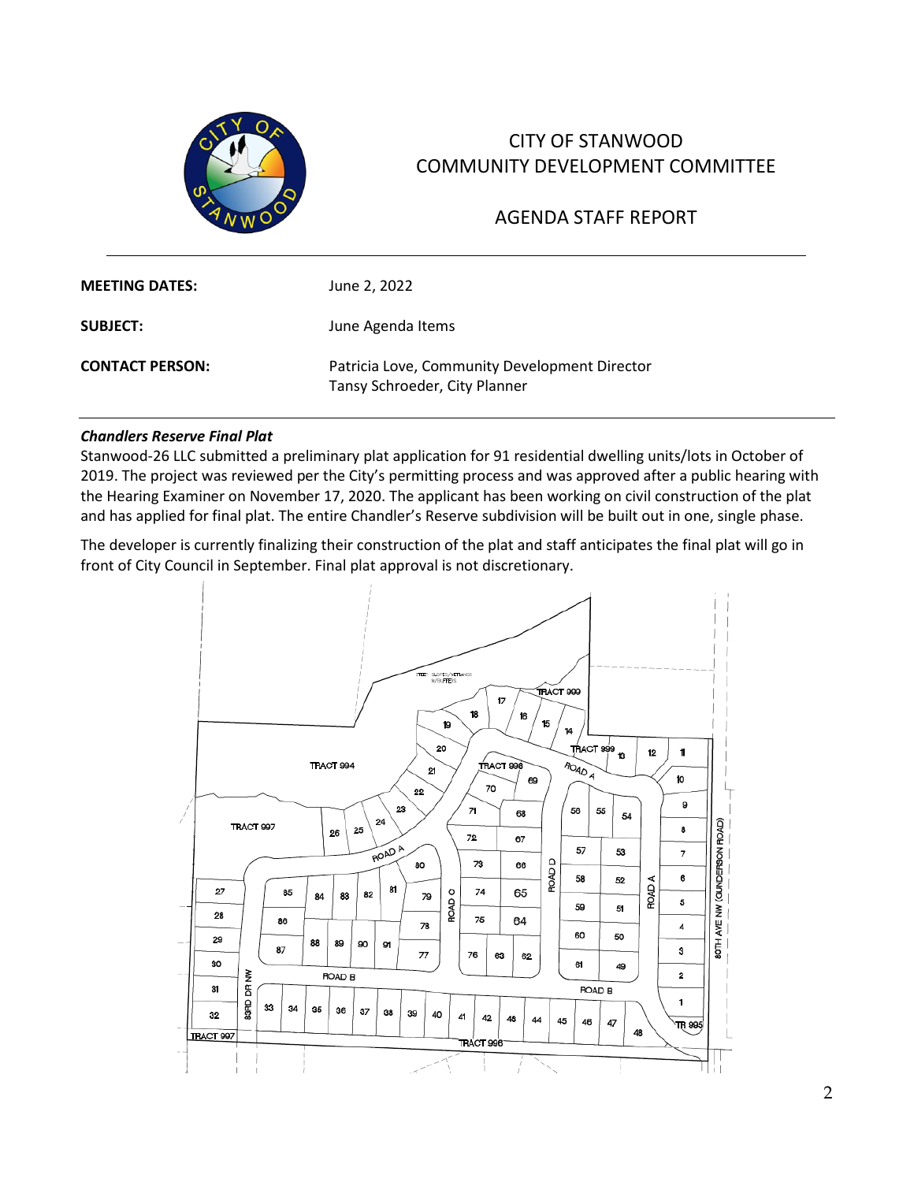CITY OF STANWOOD
COMMUNITY DEVELOPMENT COMMITTEE

AGENDA STAFF REPORT

| | |
|---|---|
| **MEETING DATES:** | June 2, 2022 |
| **SUBJECT:** | June Agenda Items |
| **CONTACT PERSON:** | Patricia Love, Community Development Director<br>Tansy Schroeder, City Planner |

***Chandlers Reserve Final Plat***

Stanwood-26 LLC submitted a preliminary plat application for 91 residential dwelling units/lots in October of 2019. The project was reviewed per the City's permitting process and was approved after a public hearing with the Hearing Examiner on November 17, 2020. The applicant has been working on civil construction of the plat and has applied for final plat. The entire Chandler's Reserve subdivision will be built out in one, single phase.

The developer is currently finalizing their construction of the plat and staff anticipates the final plat will go in front of City Council in September. Final plat approval is not discretionary.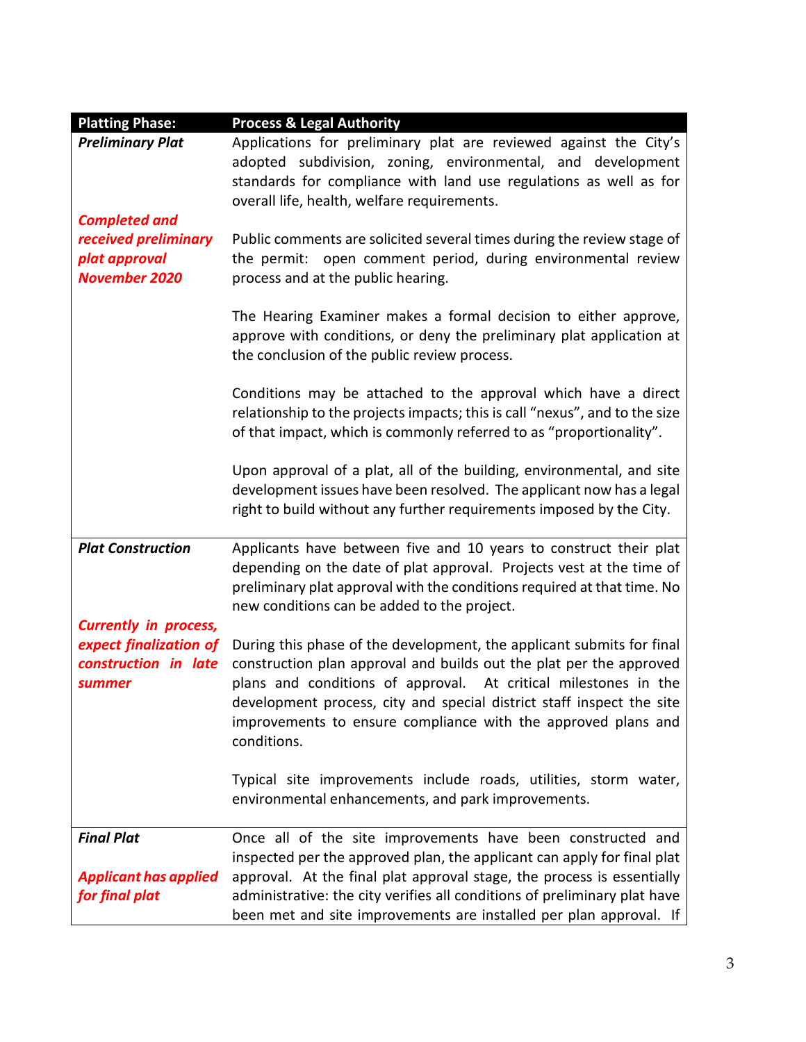| Platting Phase: | Process & Legal Authority |
| --- | --- |
| ***Preliminary Plat***<br><br>***Completed and received preliminary plat approval November 2020*** | Applications for preliminary plat are reviewed against the City's adopted subdivision, zoning, environmental, and development standards for compliance with land use regulations as well as for overall life, health, welfare requirements.<br><br>Public comments are solicited several times during the review stage of the permit: open comment period, during environmental review process and at the public hearing.<br><br>The Hearing Examiner makes a formal decision to either approve, approve with conditions, or deny the preliminary plat application at the conclusion of the public review process.<br><br>Conditions may be attached to the approval which have a direct relationship to the projects impacts; this is call "nexus", and to the size of that impact, which is commonly referred to as "proportionality".<br><br>Upon approval of a plat, all of the building, environmental, and site development issues have been resolved. The applicant now has a legal right to build without any further requirements imposed by the City. |
| ***Plat Construction***<br><br>***Currently in process, expect finalization of construction in late summer*** | Applicants have between five and 10 years to construct their plat depending on the date of plat approval. Projects vest at the time of preliminary plat approval with the conditions required at that time. No new conditions can be added to the project.<br><br>During this phase of the development, the applicant submits for final construction plan approval and builds out the plat per the approved plans and conditions of approval. At critical milestones in the development process, city and special district staff inspect the site improvements to ensure compliance with the approved plans and conditions.<br><br>Typical site improvements include roads, utilities, storm water, environmental enhancements, and park improvements. |
| ***Final Plat***<br><br>***Applicant has applied for final plat*** | Once all of the site improvements have been constructed and inspected per the approved plan, the applicant can apply for final plat approval. At the final plat approval stage, the process is essentially administrative: the city verifies all conditions of preliminary plat have been met and site improvements are installed per plan approval. If |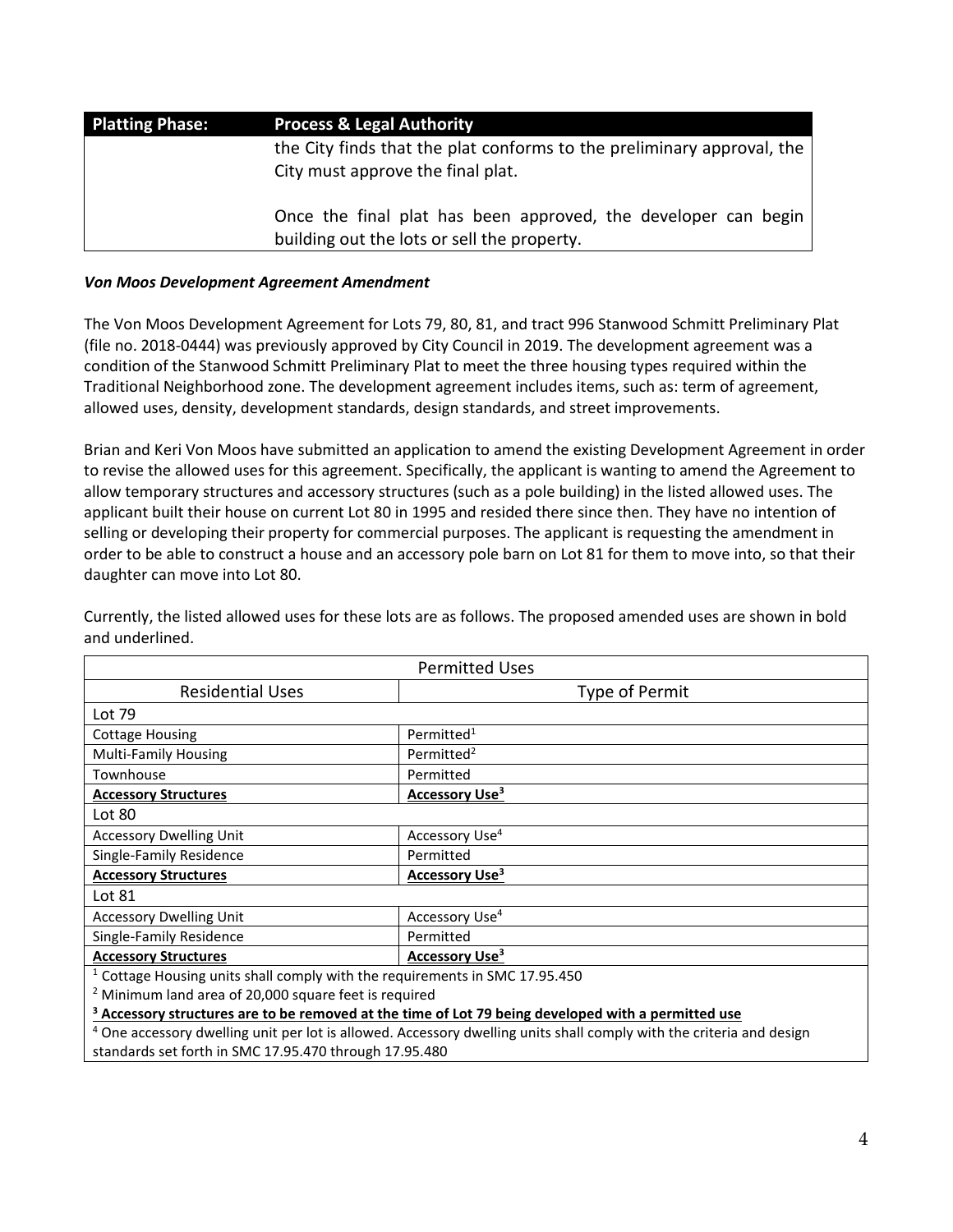| Platting Phase: | Process & Legal Authority |
|---|---|
| | the City finds that the plat conforms to the preliminary approval, the City must approve the final plat.<br><br>Once the final plat has been approved, the developer can begin building out the lots or sell the property. |

***Von Moos Development Agreement Amendment***

The Von Moos Development Agreement for Lots 79, 80, 81, and tract 996 Stanwood Schmitt Preliminary Plat (file no. 2018-0444) was previously approved by City Council in 2019. The development agreement was a condition of the Stanwood Schmitt Preliminary Plat to meet the three housing types required within the Traditional Neighborhood zone. The development agreement includes items, such as: term of agreement, allowed uses, density, development standards, design standards, and street improvements.

Brian and Keri Von Moos have submitted an application to amend the existing Development Agreement in order to revise the allowed uses for this agreement. Specifically, the applicant is wanting to amend the Agreement to allow temporary structures and accessory structures (such as a pole building) in the listed allowed uses. The applicant built their house on current Lot 80 in 1995 and resided there since then. They have no intention of selling or developing their property for commercial purposes. The applicant is requesting the amendment in order to be able to construct a house and an accessory pole barn on Lot 81 for them to move into, so that their daughter can move into Lot 80.

Currently, the listed allowed uses for these lots are as follows. The proposed amended uses are shown in bold and underlined.

| Permitted Uses | |
|---|---|
| Residential Uses | Type of Permit |
| Lot 79 | |
| Cottage Housing | Permitted[1] |
| Multi-Family Housing | Permitted[2] |
| Townhouse | Permitted |
| **<u>Accessory Structures</u>** | **<u>Accessory Use[3]</u>** |
| Lot 80 | |
| Accessory Dwelling Unit | Accessory Use[4] |
| Single-Family Residence | Permitted |
| **<u>Accessory Structures</u>** | **<u>Accessory Use[3]</u>** |
| Lot 81 | |
| Accessory Dwelling Unit | Accessory Use[4] |
| Single-Family Residence | Permitted |
| **<u>Accessory Structures</u>** | **<u>Accessory Use[3]</u>** |

[1] Cottage Housing units shall comply with the requirements in SMC 17.95.450

[2] Minimum land area of 20,000 square feet is required

**<u>[3] Accessory structures are to be removed at the time of Lot 79 being developed with a permitted use</u>**

[4] One accessory dwelling unit per lot is allowed. Accessory dwelling units shall comply with the criteria and design standards set forth in SMC 17.95.470 through 17.95.480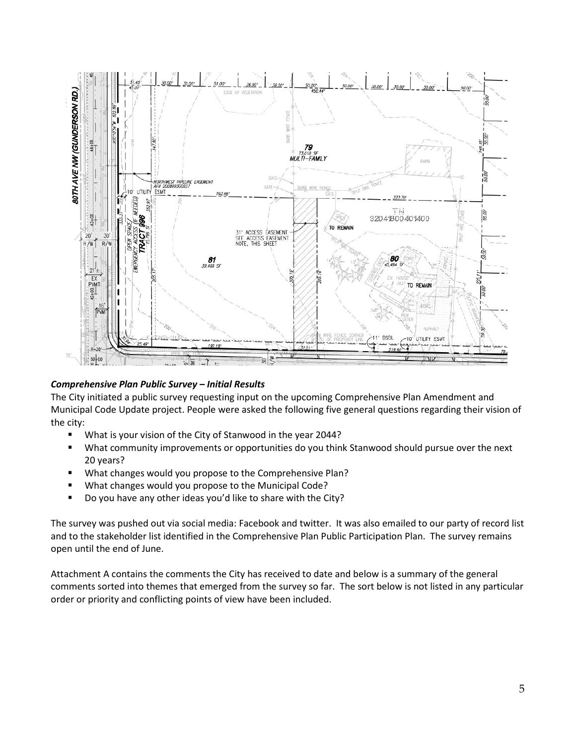### *Comprehensive Plan Public Survey – Initial Results*

The City initiated a public survey requesting input on the upcoming Comprehensive Plan Amendment and Municipal Code Update project. People were asked the following five general questions regarding their vision of the city:

- What is your vision of the City of Stanwood in the year 2044?
- What community improvements or opportunities do you think Stanwood should pursue over the next 20 years?
- What changes would you propose to the Comprehensive Plan?
- What changes would you propose to the Municipal Code?
- Do you have any other ideas you'd like to share with the City?

The survey was pushed out via social media: Facebook and twitter. It was also emailed to our party of record list and to the stakeholder list identified in the Comprehensive Plan Public Participation Plan. The survey remains open until the end of June.

Attachment A contains the comments the City has received to date and below is a summary of the general comments sorted into themes that emerged from the survey so far. The sort below is not listed in any particular order or priority and conflicting points of view have been included.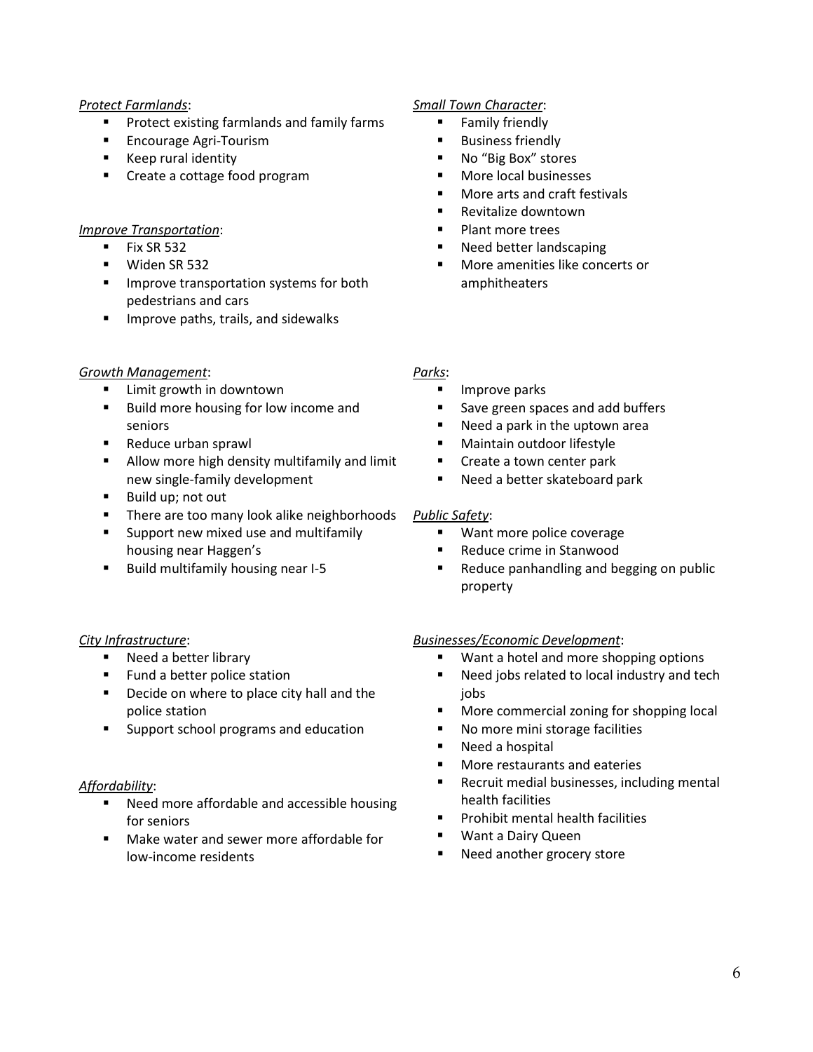*Protect Farmlands*:

- Protect existing farmlands and family farms
- Encourage Agri-Tourism
- Keep rural identity
- Create a cottage food program

*Improve Transportation*:

- Fix SR 532
- Widen SR 532
- Improve transportation systems for both pedestrians and cars
- Improve paths, trails, and sidewalks

*Growth Management*:

- Limit growth in downtown
- Build more housing for low income and seniors
- Reduce urban sprawl
- Allow more high density multifamily and limit new single-family development
- Build up; not out
- There are too many look alike neighborhoods
- Support new mixed use and multifamily housing near Haggen's
- Build multifamily housing near I-5

*City Infrastructure*:

- Need a better library
- Fund a better police station
- Decide on where to place city hall and the police station
- Support school programs and education

*Affordability*:

- Need more affordable and accessible housing for seniors
- Make water and sewer more affordable for low-income residents

*Small Town Character*:

- Family friendly
- Business friendly
- No "Big Box" stores
- More local businesses
- More arts and craft festivals
- Revitalize downtown
- Plant more trees
- Need better landscaping
- More amenities like concerts or amphitheaters

*Parks*:

- Improve parks
- Save green spaces and add buffers
- Need a park in the uptown area
- Maintain outdoor lifestyle
- Create a town center park
- Need a better skateboard park

*Public Safety*:

- Want more police coverage
- Reduce crime in Stanwood
- Reduce panhandling and begging on public property

*Businesses/Economic Development*:

- Want a hotel and more shopping options
- Need jobs related to local industry and tech jobs
- More commercial zoning for shopping local
- No more mini storage facilities
- Need a hospital
- More restaurants and eateries
- Recruit medial businesses, including mental health facilities
- Prohibit mental health facilities
- Want a Dairy Queen
- Need another grocery store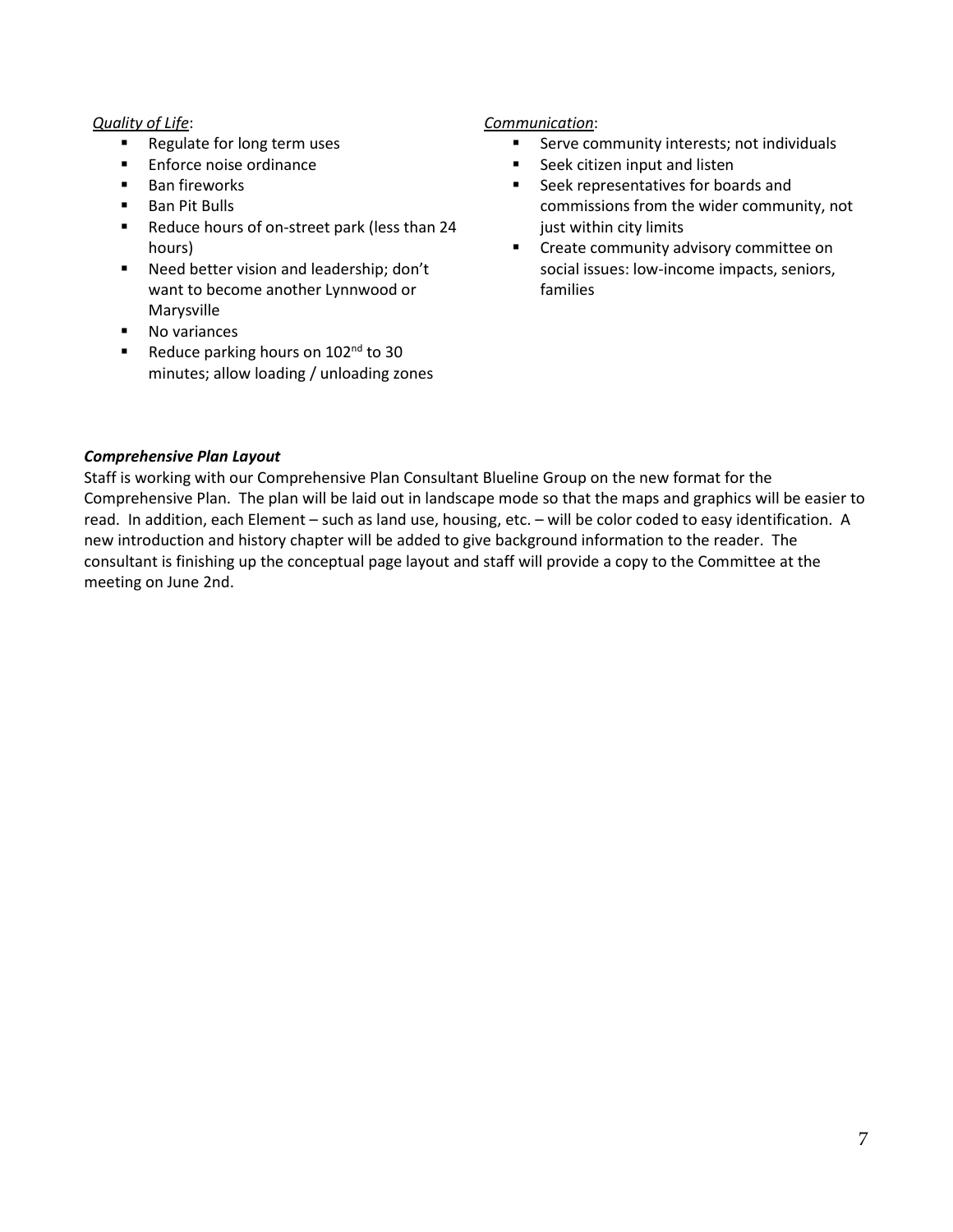*Quality of Life*:

- Regulate for long term uses
- Enforce noise ordinance
- Ban fireworks
- Ban Pit Bulls
- Reduce hours of on-street park (less than 24 hours)
- Need better vision and leadership; don't want to become another Lynnwood or Marysville
- No variances
- Reduce parking hours on 102nd to 30 minutes; allow loading / unloading zones

*Communication*:

- Serve community interests; not individuals
- Seek citizen input and listen
- Seek representatives for boards and commissions from the wider community, not just within city limits
- Create community advisory committee on social issues: low-income impacts, seniors, families

***Comprehensive Plan Layout***

Staff is working with our Comprehensive Plan Consultant Blueline Group on the new format for the Comprehensive Plan. The plan will be laid out in landscape mode so that the maps and graphics will be easier to read. In addition, each Element – such as land use, housing, etc. – will be color coded to easy identification. A new introduction and history chapter will be added to give background information to the reader. The consultant is finishing up the conceptual page layout and staff will provide a copy to the Committee at the meeting on June 2nd.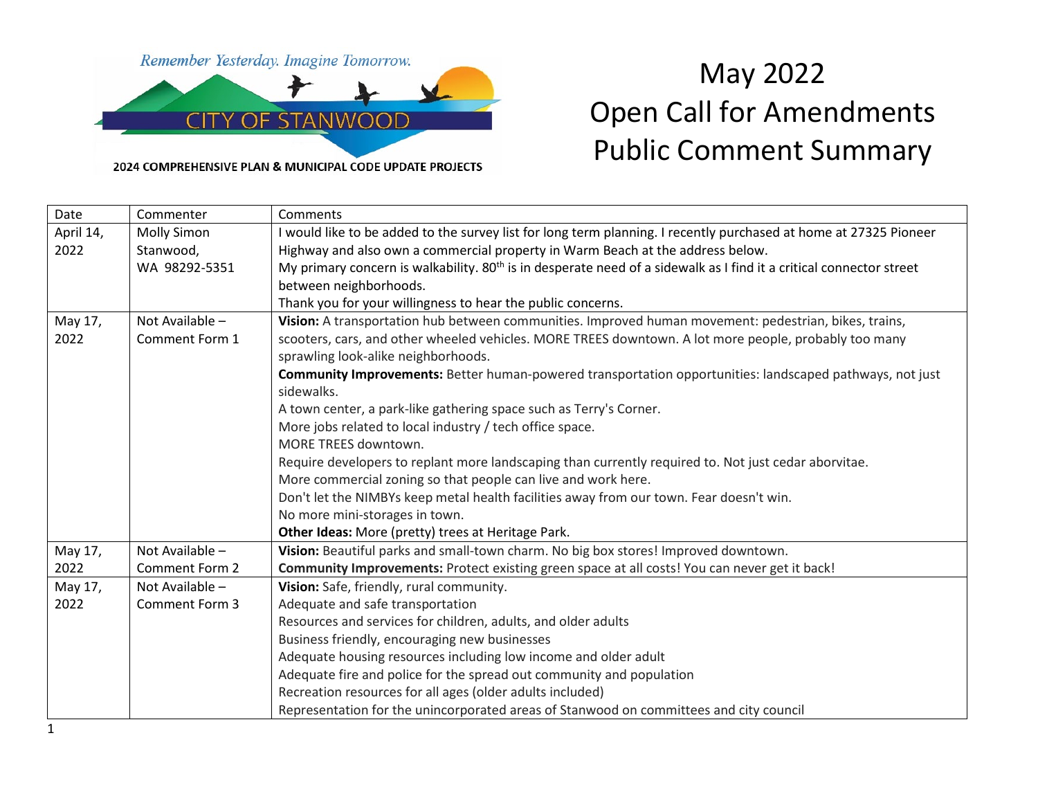Remember Yesterday. Imagine Tomorrow.

CITY OF STANWOOD

2024 COMPREHENSIVE PLAN & MUNICIPAL CODE UPDATE PROJECTS

# May 2022 Open Call for Amendments Public Comment Summary

| Date | Commenter | Comments |
|---|---|---|
| April 14, 2022 | Molly Simon<br>Stanwood, WA 98292-5351 | I would like to be added to the survey list for long term planning. I recently purchased at home at 27325 Pioneer Highway and also own a commercial property in Warm Beach at the address below.<br>My primary concern is walkability. 80th is in desperate need of a sidewalk as I find it a critical connector street between neighborhoods.<br>Thank you for your willingness to hear the public concerns. |
| May 17, 2022 | Not Available – Comment Form 1 | **Vision:** A transportation hub between communities. Improved human movement: pedestrian, bikes, trains, scooters, cars, and other wheeled vehicles. MORE TREES downtown. A lot more people, probably too many sprawling look-alike neighborhoods.<br>**Community Improvements:** Better human-powered transportation opportunities: landscaped pathways, not just sidewalks.<br>A town center, a park-like gathering space such as Terry's Corner.<br>More jobs related to local industry / tech office space.<br>MORE TREES downtown.<br>Require developers to replant more landscaping than currently required to. Not just cedar aborvitae.<br>More commercial zoning so that people can live and work here.<br>Don't let the NIMBYs keep metal health facilities away from our town. Fear doesn't win.<br>No more mini-storages in town.<br>**Other Ideas:** More (pretty) trees at Heritage Park. |
| May 17, 2022 | Not Available – Comment Form 2 | **Vision:** Beautiful parks and small-town charm. No big box stores! Improved downtown.<br>**Community Improvements:** Protect existing green space at all costs! You can never get it back! |
| May 17, 2022 | Not Available – Comment Form 3 | **Vision:** Safe, friendly, rural community.<br>Adequate and safe transportation<br>Resources and services for children, adults, and older adults<br>Business friendly, encouraging new businesses<br>Adequate housing resources including low income and older adult<br>Adequate fire and police for the spread out community and population<br>Recreation resources for all ages (older adults included)<br>Representation for the unincorporated areas of Stanwood on committees and city council |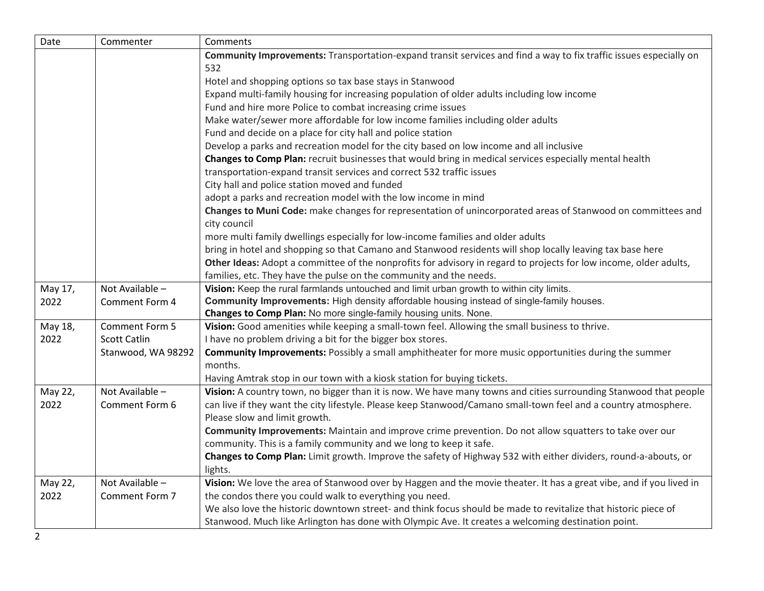| Date | Commenter | Comments |
| --- | --- | --- |
| | | **Community Improvements:** Transportation-expand transit services and find a way to fix traffic issues especially on 532<br>Hotel and shopping options so tax base stays in Stanwood<br>Expand multi-family housing for increasing population of older adults including low income<br>Fund and hire more Police to combat increasing crime issues<br>Make water/sewer more affordable for low income families including older adults<br>Fund and decide on a place for city hall and police station<br>Develop a parks and recreation model for the city based on low income and all inclusive<br>**Changes to Comp Plan:** recruit businesses that would bring in medical services especially mental health<br>transportation-expand transit services and correct 532 traffic issues<br>City hall and police station moved and funded<br>adopt a parks and recreation model with the low income in mind<br>**Changes to Muni Code:** make changes for representation of unincorporated areas of Stanwood on committees and city council<br>more multi family dwellings especially for low-income families and older adults<br>bring in hotel and shopping so that Camano and Stanwood residents will shop locally leaving tax base here<br>**Other Ideas:** Adopt a committee of the nonprofits for advisory in regard to projects for low income, older adults, families, etc. They have the pulse on the community and the needs. |
| May 17, 2022 | Not Available – Comment Form 4 | **Vision:** Keep the rural farmlands untouched and limit urban growth to within city limits.<br>**Community Improvements:** High density affordable housing instead of single-family houses.<br>**Changes to Comp Plan:** No more single-family housing units. None. |
| May 18, 2022 | Comment Form 5<br>Scott Catlin<br>Stanwood, WA 98292 | **Vision:** Good amenities while keeping a small-town feel. Allowing the small business to thrive.<br>I have no problem driving a bit for the bigger box stores.<br>**Community Improvements:** Possibly a small amphitheater for more music opportunities during the summer months.<br>Having Amtrak stop in our town with a kiosk station for buying tickets. |
| May 22, 2022 | Not Available – Comment Form 6 | **Vision:** A country town, no bigger than it is now. We have many towns and cities surrounding Stanwood that people can live if they want the city lifestyle. Please keep Stanwood/Camano small-town feel and a country atmosphere. Please slow and limit growth.<br>**Community Improvements:** Maintain and improve crime prevention. Do not allow squatters to take over our community. This is a family community and we long to keep it safe.<br>**Changes to Comp Plan:** Limit growth. Improve the safety of Highway 532 with either dividers, round-a-abouts, or lights. |
| May 22, 2022 | Not Available – Comment Form 7 | **Vision:** We love the area of Stanwood over by Haggen and the movie theater. It has a great vibe, and if you lived in the condos there you could walk to everything you need.<br>We also love the historic downtown street- and think focus should be made to revitalize that historic piece of Stanwood. Much like Arlington has done with Olympic Ave. It creates a welcoming destination point. |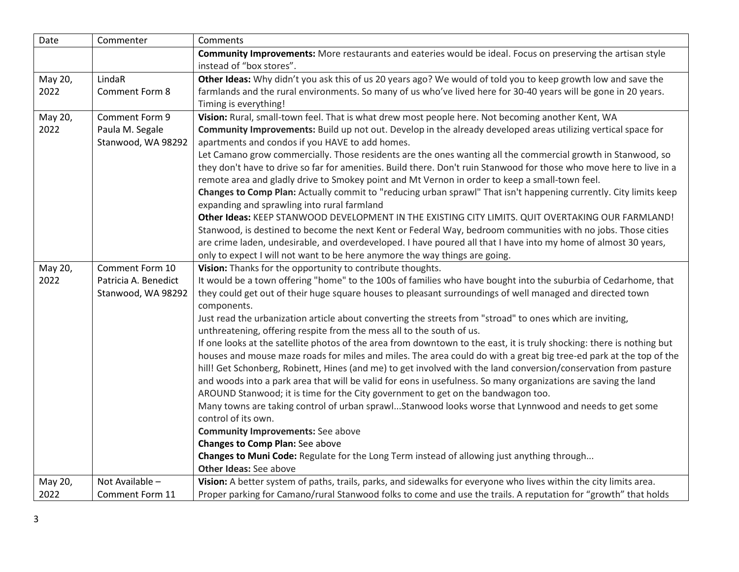| Date | Commenter | Comments |
|---|---|---|
| | | **Community Improvements:** More restaurants and eateries would be ideal. Focus on preserving the artisan style instead of "box stores". |
| May 20, 2022 | LindaR<br>Comment Form 8 | **Other Ideas:** Why didn't you ask this of us 20 years ago? We would of told you to keep growth low and save the farmlands and the rural environments. So many of us who've lived here for 30-40 years will be gone in 20 years. Timing is everything! |
| May 20, 2022 | Comment Form 9<br>Paula M. Segale<br>Stanwood, WA 98292 | **Vision:** Rural, small-town feel. That is what drew most people here. Not becoming another Kent, WA<br>**Community Improvements:** Build up not out. Develop in the already developed areas utilizing vertical space for apartments and condos if you HAVE to add homes.<br>Let Camano grow commercially. Those residents are the ones wanting all the commercial growth in Stanwood, so they don't have to drive so far for amenities. Build there. Don't ruin Stanwood for those who move here to live in a remote area and gladly drive to Smokey point and Mt Vernon in order to keep a small-town feel.<br>**Changes to Comp Plan:** Actually commit to "reducing urban sprawl" That isn't happening currently. City limits keep expanding and sprawling into rural farmland<br>**Other Ideas:** KEEP STANWOOD DEVELOPMENT IN THE EXISTING CITY LIMITS. QUIT OVERTAKING OUR FARMLAND! Stanwood, is destined to become the next Kent or Federal Way, bedroom communities with no jobs. Those cities are crime laden, undesirable, and overdeveloped. I have poured all that I have into my home of almost 30 years, only to expect I will not want to be here anymore the way things are going. |
| May 20, 2022 | Comment Form 10<br>Patricia A. Benedict<br>Stanwood, WA 98292 | **Vision:** Thanks for the opportunity to contribute thoughts.<br>It would be a town offering "home" to the 100s of families who have bought into the suburbia of Cedarhome, that they could get out of their huge square houses to pleasant surroundings of well managed and directed town components.<br>Just read the urbanization article about converting the streets from "stroad" to ones which are inviting, unthreatening, offering respite from the mess all to the south of us.<br>If one looks at the satellite photos of the area from downtown to the east, it is truly shocking: there is nothing but houses and mouse maze roads for miles and miles. The area could do with a great big tree-ed park at the top of the hill! Get Schonberg, Robinett, Hines (and me) to get involved with the land conversion/conservation from pasture and woods into a park area that will be valid for eons in usefulness. So many organizations are saving the land AROUND Stanwood; it is time for the City government to get on the bandwagon too.<br>Many towns are taking control of urban sprawl...Stanwood looks worse that Lynnwood and needs to get some control of its own.<br>**Community Improvements:** See above<br>**Changes to Comp Plan:** See above<br>**Changes to Muni Code:** Regulate for the Long Term instead of allowing just anything through...<br>**Other Ideas:** See above |
| May 20, 2022 | Not Available –<br>Comment Form 11 | **Vision:** A better system of paths, trails, parks, and sidewalks for everyone who lives within the city limits area. Proper parking for Camano/rural Stanwood folks to come and use the trails. A reputation for "growth" that holds |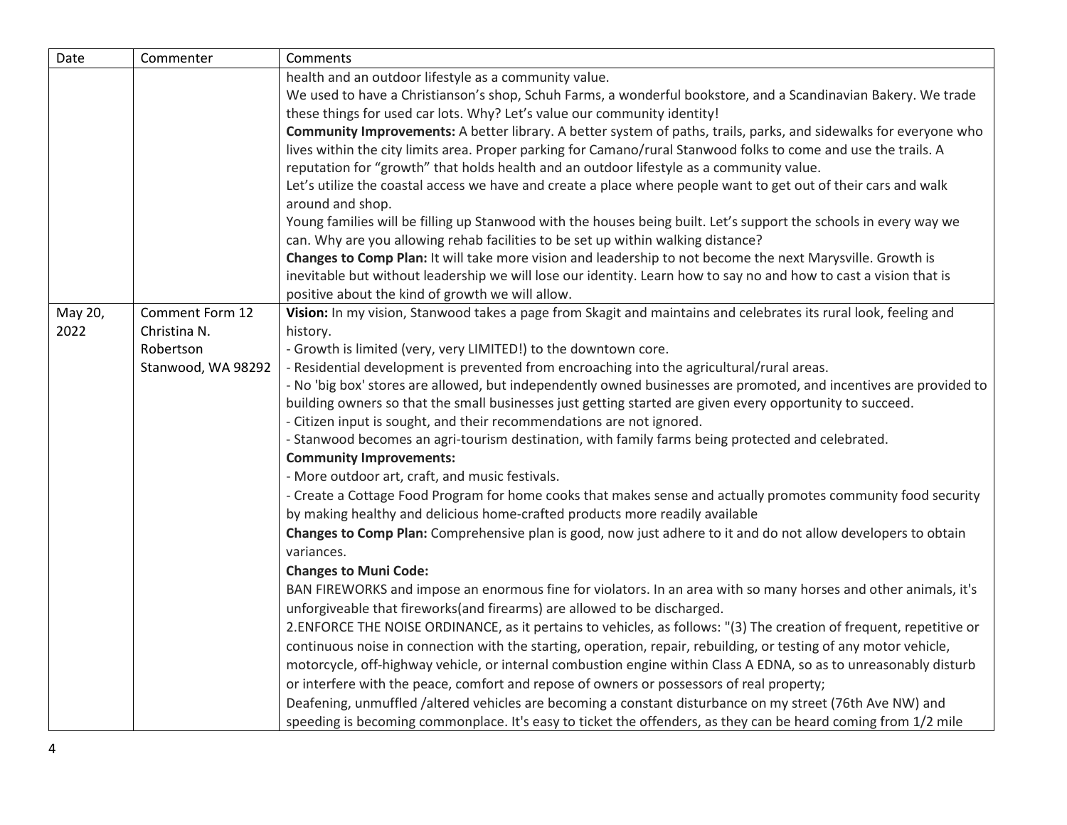| Date | Commenter | Comments |
|---|---|---|
| | | health and an outdoor lifestyle as a community value.<br>We used to have a Christianson's shop, Schuh Farms, a wonderful bookstore, and a Scandinavian Bakery. We trade these things for used car lots. Why? Let's value our community identity!<br>**Community Improvements:** A better library. A better system of paths, trails, parks, and sidewalks for everyone who lives within the city limits area. Proper parking for Camano/rural Stanwood folks to come and use the trails. A reputation for "growth" that holds health and an outdoor lifestyle as a community value.<br>Let's utilize the coastal access we have and create a place where people want to get out of their cars and walk around and shop.<br>Young families will be filling up Stanwood with the houses being built. Let's support the schools in every way we can. Why are you allowing rehab facilities to be set up within walking distance?<br>**Changes to Comp Plan:** It will take more vision and leadership to not become the next Marysville. Growth is inevitable but without leadership we will lose our identity. Learn how to say no and how to cast a vision that is positive about the kind of growth we will allow. |
| May 20, 2022 | Comment Form 12<br>Christina N. Robertson<br>Stanwood, WA 98292 | **Vision:** In my vision, Stanwood takes a page from Skagit and maintains and celebrates its rural look, feeling and history.<br>- Growth is limited (very, very LIMITED!) to the downtown core.<br>- Residential development is prevented from encroaching into the agricultural/rural areas.<br>- No 'big box' stores are allowed, but independently owned businesses are promoted, and incentives are provided to building owners so that the small businesses just getting started are given every opportunity to succeed.<br>- Citizen input is sought, and their recommendations are not ignored.<br>- Stanwood becomes an agri-tourism destination, with family farms being protected and celebrated.<br>**Community Improvements:**<br>- More outdoor art, craft, and music festivals.<br>- Create a Cottage Food Program for home cooks that makes sense and actually promotes community food security by making healthy and delicious home-crafted products more readily available<br>**Changes to Comp Plan:** Comprehensive plan is good, now just adhere to it and do not allow developers to obtain variances.<br>**Changes to Muni Code:**<br>BAN FIREWORKS and impose an enormous fine for violators. In an area with so many horses and other animals, it's unforgiveable that fireworks(and firearms) are allowed to be discharged.<br>2.ENFORCE THE NOISE ORDINANCE, as it pertains to vehicles, as follows: "(3) The creation of frequent, repetitive or continuous noise in connection with the starting, operation, repair, rebuilding, or testing of any motor vehicle, motorcycle, off-highway vehicle, or internal combustion engine within Class A EDNA, so as to unreasonably disturb or interfere with the peace, comfort and repose of owners or possessors of real property;<br>Deafening, unmuffled /altered vehicles are becoming a constant disturbance on my street (76th Ave NW) and speeding is becoming commonplace. It's easy to ticket the offenders, as they can be heard coming from 1/2 mile |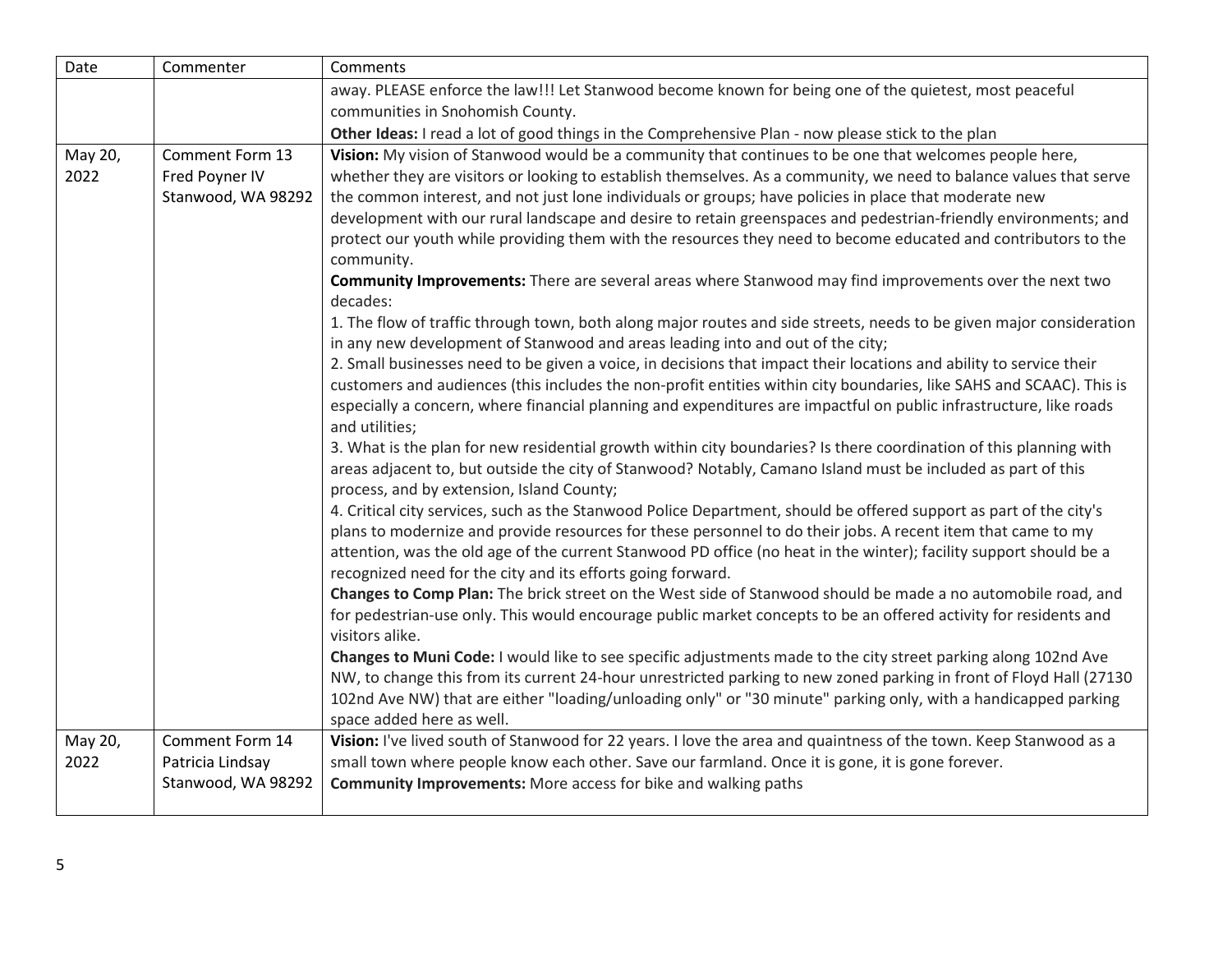| Date | Commenter | Comments |
|---|---|---|
| | | away. PLEASE enforce the law!!! Let Stanwood become known for being one of the quietest, most peaceful communities in Snohomish County.<br>**Other Ideas:** I read a lot of good things in the Comprehensive Plan - now please stick to the plan |
| May 20, 2022 | Comment Form 13<br>Fred Poyner IV<br>Stanwood, WA 98292 | **Vision:** My vision of Stanwood would be a community that continues to be one that welcomes people here, whether they are visitors or looking to establish themselves. As a community, we need to balance values that serve the common interest, and not just lone individuals or groups; have policies in place that moderate new development with our rural landscape and desire to retain greenspaces and pedestrian-friendly environments; and protect our youth while providing them with the resources they need to become educated and contributors to the community.<br>**Community Improvements:** There are several areas where Stanwood may find improvements over the next two decades:<br>1. The flow of traffic through town, both along major routes and side streets, needs to be given major consideration in any new development of Stanwood and areas leading into and out of the city;<br>2. Small businesses need to be given a voice, in decisions that impact their locations and ability to service their customers and audiences (this includes the non-profit entities within city boundaries, like SAHS and SCAAC). This is especially a concern, where financial planning and expenditures are impactful on public infrastructure, like roads and utilities;<br>3. What is the plan for new residential growth within city boundaries? Is there coordination of this planning with areas adjacent to, but outside the city of Stanwood? Notably, Camano Island must be included as part of this process, and by extension, Island County;<br>4. Critical city services, such as the Stanwood Police Department, should be offered support as part of the city's plans to modernize and provide resources for these personnel to do their jobs. A recent item that came to my attention, was the old age of the current Stanwood PD office (no heat in the winter); facility support should be a recognized need for the city and its efforts going forward.<br>**Changes to Comp Plan:** The brick street on the West side of Stanwood should be made a no automobile road, and for pedestrian-use only. This would encourage public market concepts to be an offered activity for residents and visitors alike.<br>**Changes to Muni Code:** I would like to see specific adjustments made to the city street parking along 102nd Ave NW, to change this from its current 24-hour unrestricted parking to new zoned parking in front of Floyd Hall (27130 102nd Ave NW) that are either "loading/unloading only" or "30 minute" parking only, with a handicapped parking space added here as well. |
| May 20, 2022 | Comment Form 14<br>Patricia Lindsay<br>Stanwood, WA 98292 | **Vision:** I've lived south of Stanwood for 22 years. I love the area and quaintness of the town. Keep Stanwood as a small town where people know each other. Save our farmland. Once it is gone, it is gone forever.<br>**Community Improvements:** More access for bike and walking paths |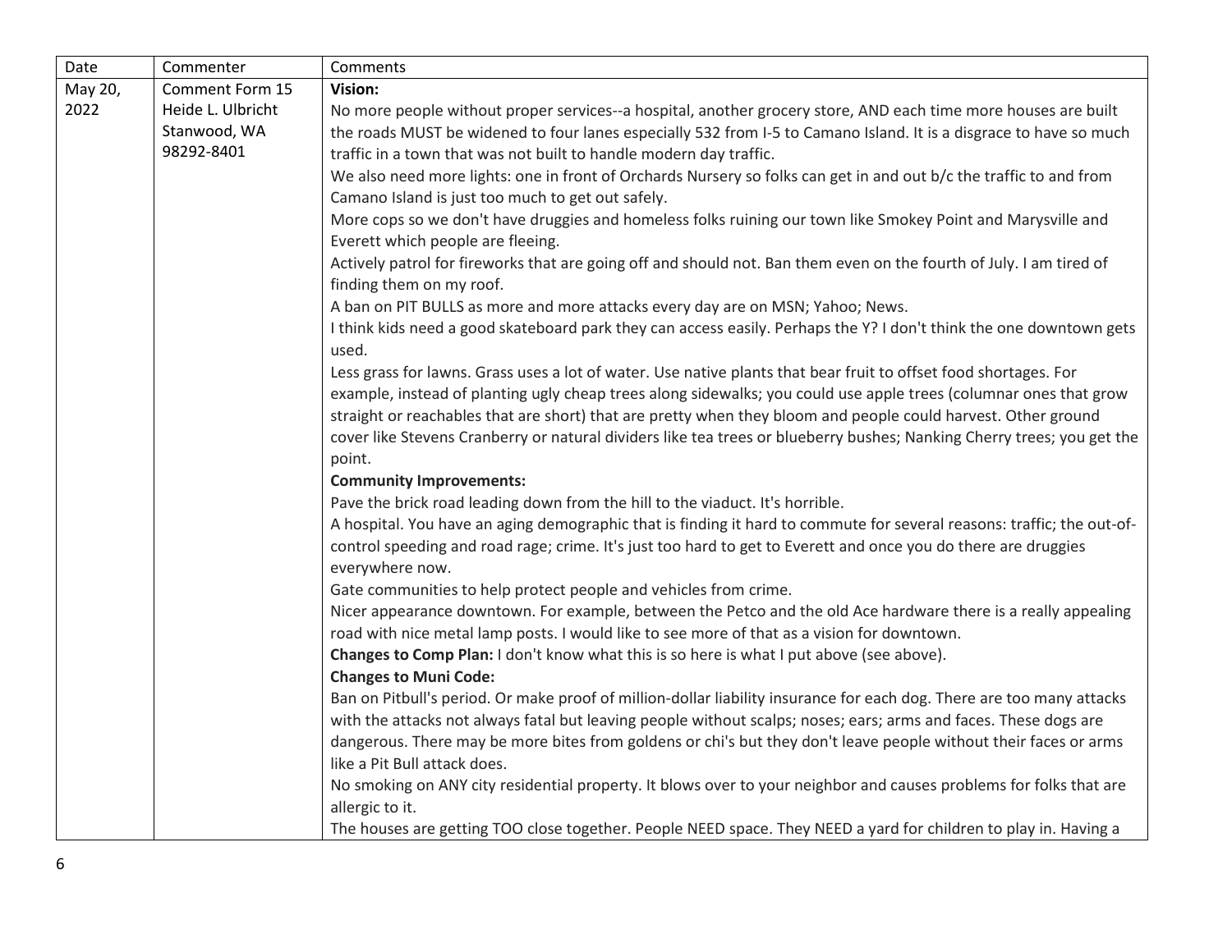| Date | Commenter | Comments |
|---|---|---|
| May 20, 2022 | Comment Form 15<br>Heide L. Ulbricht<br>Stanwood, WA<br>98292-8401 | **Vision:**<br>No more people without proper services--a hospital, another grocery store, AND each time more houses are built the roads MUST be widened to four lanes especially 532 from I-5 to Camano Island. It is a disgrace to have so much traffic in a town that was not built to handle modern day traffic.<br>We also need more lights: one in front of Orchards Nursery so folks can get in and out b/c the traffic to and from Camano Island is just too much to get out safely.<br>More cops so we don't have druggies and homeless folks ruining our town like Smokey Point and Marysville and Everett which people are fleeing.<br>Actively patrol for fireworks that are going off and should not. Ban them even on the fourth of July. I am tired of finding them on my roof.<br>A ban on PIT BULLS as more and more attacks every day are on MSN; Yahoo; News.<br>I think kids need a good skateboard park they can access easily. Perhaps the Y? I don't think the one downtown gets used.<br>Less grass for lawns. Grass uses a lot of water. Use native plants that bear fruit to offset food shortages. For example, instead of planting ugly cheap trees along sidewalks; you could use apple trees (columnar ones that grow straight or reachables that are short) that are pretty when they bloom and people could harvest. Other ground cover like Stevens Cranberry or natural dividers like tea trees or blueberry bushes; Nanking Cherry trees; you get the point.<br>**Community Improvements:**<br>Pave the brick road leading down from the hill to the viaduct. It's horrible.<br>A hospital. You have an aging demographic that is finding it hard to commute for several reasons: traffic; the out-of-control speeding and road rage; crime. It's just too hard to get to Everett and once you do there are druggies everywhere now.<br>Gate communities to help protect people and vehicles from crime.<br>Nicer appearance downtown. For example, between the Petco and the old Ace hardware there is a really appealing road with nice metal lamp posts. I would like to see more of that as a vision for downtown.<br>**Changes to Comp Plan:** I don't know what this is so here is what I put above (see above).<br>**Changes to Muni Code:**<br>Ban on Pitbull's period. Or make proof of million-dollar liability insurance for each dog. There are too many attacks with the attacks not always fatal but leaving people without scalps; noses; ears; arms and faces. These dogs are dangerous. There may be more bites from goldens or chi's but they don't leave people without their faces or arms like a Pit Bull attack does.<br>No smoking on ANY city residential property. It blows over to your neighbor and causes problems for folks that are allergic to it.<br>The houses are getting TOO close together. People NEED space. They NEED a yard for children to play in. Having a |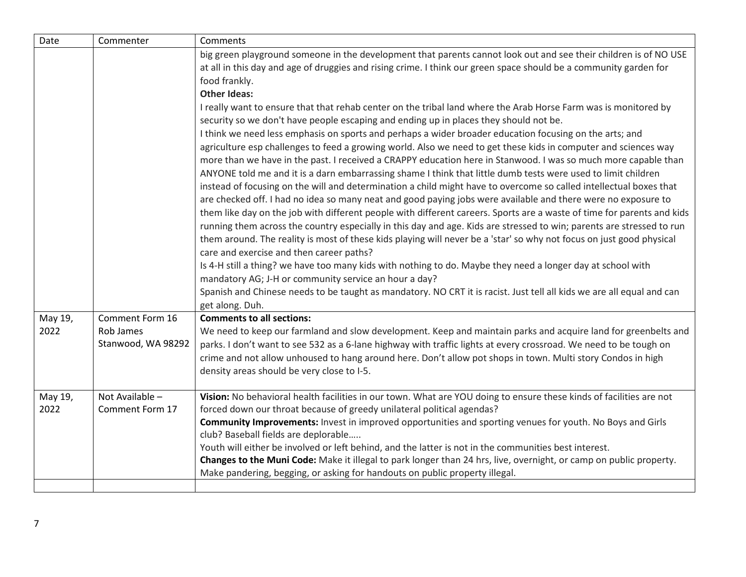| Date | Commenter | Comments |
|---|---|---|
| | | big green playground someone in the development that parents cannot look out and see their children is of NO USE at all in this day and age of druggies and rising crime. I think our green space should be a community garden for food frankly.<br>**Other Ideas:**<br>I really want to ensure that that rehab center on the tribal land where the Arab Horse Farm was is monitored by security so we don't have people escaping and ending up in places they should not be.<br>I think we need less emphasis on sports and perhaps a wider broader education focusing on the arts; and agriculture esp challenges to feed a growing world. Also we need to get these kids in computer and sciences way more than we have in the past. I received a CRAPPY education here in Stanwood. I was so much more capable than ANYONE told me and it is a darn embarrassing shame I think that little dumb tests were used to limit children instead of focusing on the will and determination a child might have to overcome so called intellectual boxes that are checked off. I had no idea so many neat and good paying jobs were available and there were no exposure to them like day on the job with different people with different careers. Sports are a waste of time for parents and kids running them across the country especially in this day and age. Kids are stressed to win; parents are stressed to run them around. The reality is most of these kids playing will never be a 'star' so why not focus on just good physical care and exercise and then career paths?<br>Is 4-H still a thing? we have too many kids with nothing to do. Maybe they need a longer day at school with mandatory AG; J-H or community service an hour a day?<br>Spanish and Chinese needs to be taught as mandatory. NO CRT it is racist. Just tell all kids we are all equal and can get along. Duh. |
| May 19, 2022 | Comment Form 16<br>Rob James<br>Stanwood, WA 98292 | **Comments to all sections:**<br>We need to keep our farmland and slow development. Keep and maintain parks and acquire land for greenbelts and parks. I don't want to see 532 as a 6-lane highway with traffic lights at every crossroad. We need to be tough on crime and not allow unhoused to hang around here. Don't allow pot shops in town. Multi story Condos in high density areas should be very close to I-5. |
| May 19, 2022 | Not Available – Comment Form 17 | **Vision:** No behavioral health facilities in our town. What are YOU doing to ensure these kinds of facilities are not forced down our throat because of greedy unilateral political agendas?<br>**Community Improvements:** Invest in improved opportunities and sporting venues for youth. No Boys and Girls club? Baseball fields are deplorable…..<br>Youth will either be involved or left behind, and the latter is not in the communities best interest.<br>**Changes to the Muni Code:** Make it illegal to park longer than 24 hrs, live, overnight, or camp on public property. Make pandering, begging, or asking for handouts on public property illegal. |
| | | |